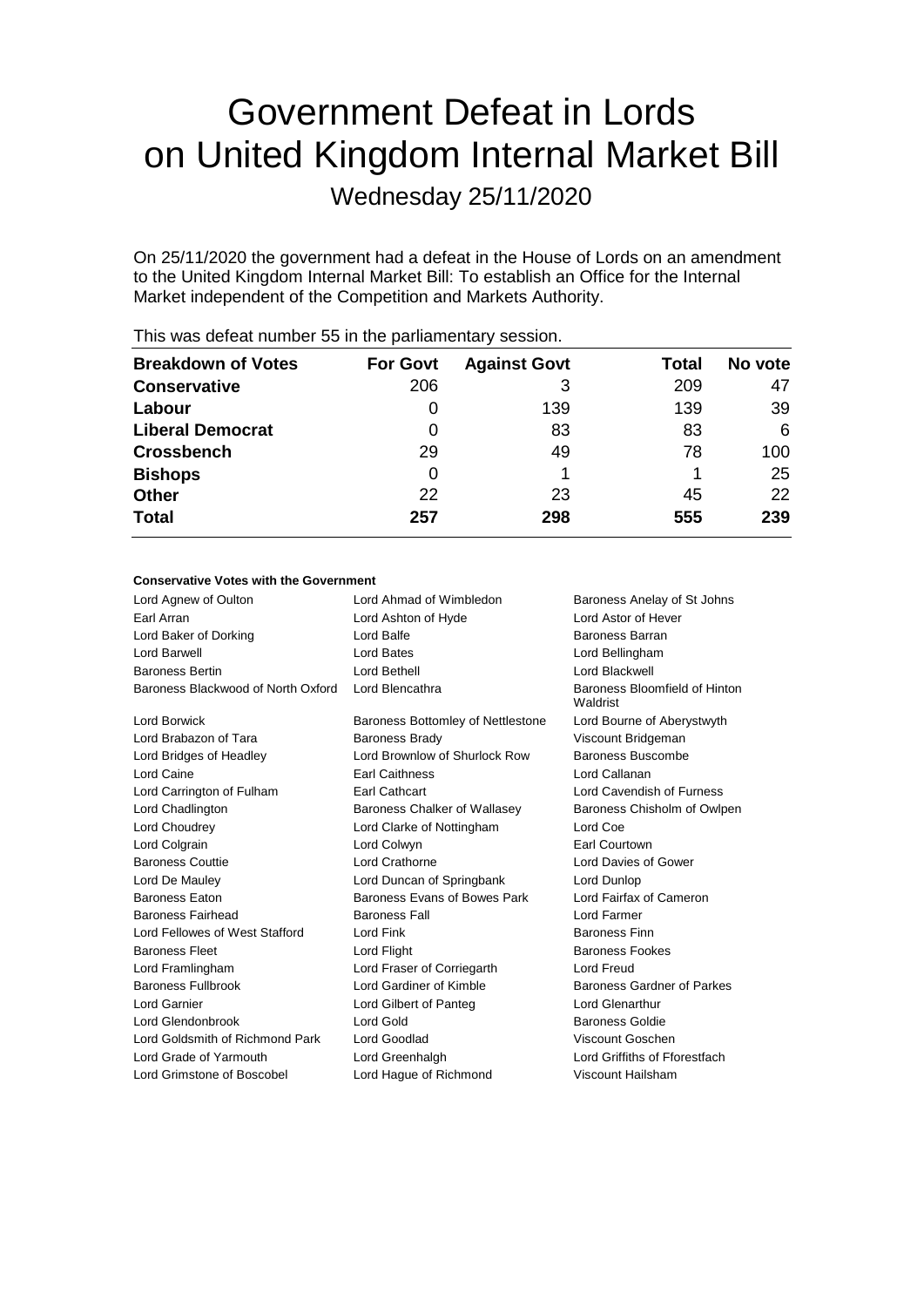# Government Defeat in Lords on United Kingdom Internal Market Bill

## Wednesday 25/11/2020

On 25/11/2020 the government had a defeat in the House of Lords on an amendment to the United Kingdom Internal Market Bill: To establish an Office for the Internal Market independent of the Competition and Markets Authority.

This was defeat number 55 in the parliamentary session.

| Breakdown of Votes | For Govt | Against Govt | Total | No vote |
|---|---|---|---|---|
| **Conservative** | 206 | 3 | 209 | 47 |
| **Labour** | 0 | 139 | 139 | 39 |
| **Liberal Democrat** | 0 | 83 | 83 | 6 |
| **Crossbench** | 29 | 49 | 78 | 100 |
| **Bishops** | 0 | 1 | 1 | 25 |
| **Other** | 22 | 23 | 45 | 22 |
| **Total** | **257** | **298** | **555** | **239** |

### Conservative Votes with the Government

Lord Agnew of Oulton
Lord Ahmad of Wimbledon
Baroness Anelay of St Johns
Earl Arran
Lord Ashton of Hyde
Lord Astor of Hever
Lord Baker of Dorking
Lord Balfe
Baroness Barran
Lord Barwell
Lord Bates
Lord Bellingham
Baroness Bertin
Lord Bethell
Lord Blackwell
Baroness Blackwood of North Oxford
Lord Blencathra
Baroness Bloomfield of Hinton Waldrist
Lord Borwick
Baroness Bottomley of Nettlestone
Lord Bourne of Aberystwyth
Lord Brabazon of Tara
Baroness Brady
Viscount Bridgeman
Lord Bridges of Headley
Lord Brownlow of Shurlock Row
Baroness Buscombe
Lord Caine
Earl Caithness
Lord Callanan
Lord Carrington of Fulham
Earl Cathcart
Lord Cavendish of Furness
Lord Chadlington
Baroness Chalker of Wallasey
Baroness Chisholm of Owlpen
Lord Choudrey
Lord Clarke of Nottingham
Lord Coe
Lord Colgrain
Lord Colwyn
Earl Courtown
Baroness Couttie
Lord Crathorne
Lord Davies of Gower
Lord De Mauley
Lord Duncan of Springbank
Lord Dunlop
Baroness Eaton
Baroness Evans of Bowes Park
Lord Fairfax of Cameron
Baroness Fairhead
Baroness Fall
Lord Farmer
Lord Fellowes of West Stafford
Lord Fink
Baroness Finn
Baroness Fleet
Lord Flight
Baroness Fookes
Lord Framlingham
Lord Fraser of Corriegarth
Lord Freud
Baroness Fullbrook
Lord Gardiner of Kimble
Baroness Gardner of Parkes
Lord Garnier
Lord Gilbert of Panteg
Lord Glenarthur
Lord Glendonbrook
Lord Gold
Baroness Goldie
Lord Goldsmith of Richmond Park
Lord Goodlad
Viscount Goschen
Lord Grade of Yarmouth
Lord Greenhalgh
Lord Griffiths of Fforestfach
Lord Grimstone of Boscobel
Lord Hague of Richmond
Viscount Hailsham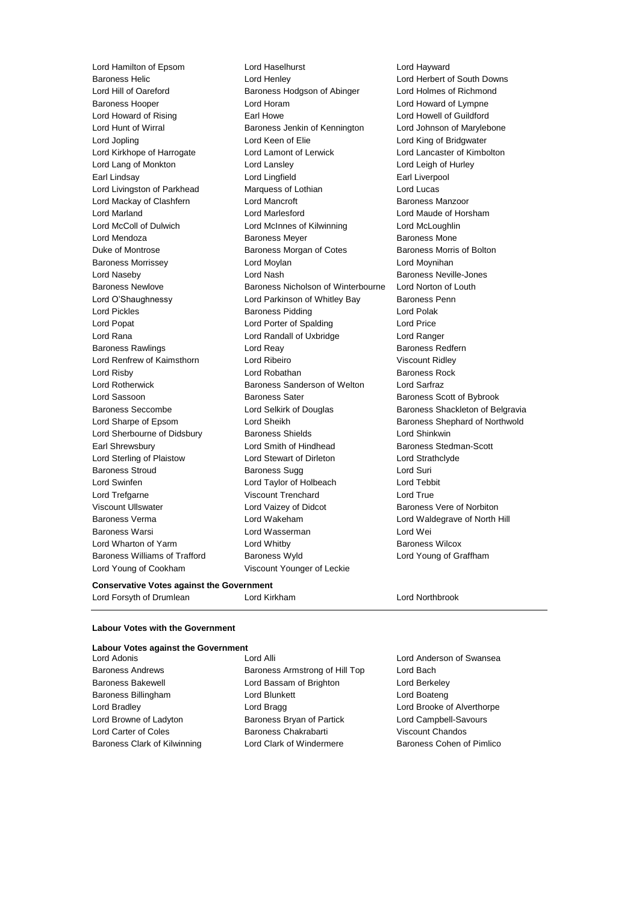Lord Hamilton of Epsom
Lord Haselhurst
Lord Hayward
Baroness Helic
Lord Henley
Lord Herbert of South Downs
Lord Hill of Oareford
Baroness Hodgson of Abinger
Lord Holmes of Richmond
Baroness Hooper
Lord Horam
Lord Howard of Lympne
Lord Howard of Rising
Earl Howe
Lord Howell of Guildford
Lord Hunt of Wirral
Baroness Jenkin of Kennington
Lord Johnson of Marylebone
Lord Jopling
Lord Keen of Elie
Lord King of Bridgwater
Lord Kirkhope of Harrogate
Lord Lamont of Lerwick
Lord Lancaster of Kimbolton
Lord Lang of Monkton
Lord Lansley
Lord Leigh of Hurley
Earl Lindsay
Lord Lingfield
Earl Liverpool
Lord Livingston of Parkhead
Marquess of Lothian
Lord Lucas
Lord Mackay of Clashfern
Lord Mancroft
Baroness Manzoor
Lord Marland
Lord Marlesford
Lord Maude of Horsham
Lord McColl of Dulwich
Lord McInnes of Kilwinning
Lord McLoughlin
Lord Mendoza
Baroness Meyer
Baroness Mone
Duke of Montrose
Baroness Morgan of Cotes
Baroness Morris of Bolton
Baroness Morrissey
Lord Moylan
Lord Moynihan
Lord Naseby
Lord Nash
Baroness Neville-Jones
Baroness Newlove
Baroness Nicholson of Winterbourne
Lord Norton of Louth
Lord O'Shaughnessy
Lord Parkinson of Whitley Bay
Baroness Penn
Lord Pickles
Baroness Pidding
Lord Polak
Lord Popat
Lord Porter of Spalding
Lord Price
Lord Rana
Lord Randall of Uxbridge
Lord Ranger
Baroness Rawlings
Lord Reay
Baroness Redfern
Lord Renfrew of Kaimsthorn
Lord Ribeiro
Viscount Ridley
Lord Risby
Lord Robathan
Baroness Rock
Lord Rotherwick
Baroness Sanderson of Welton
Lord Sarfraz
Lord Sassoon
Baroness Sater
Baroness Scott of Bybrook
Baroness Seccombe
Lord Selkirk of Douglas
Baroness Shackleton of Belgravia
Lord Sharpe of Epsom
Lord Sheikh
Baroness Shephard of Northwold
Lord Sherbourne of Didsbury
Baroness Shields
Lord Shinkwin
Earl Shrewsbury
Lord Smith of Hindhead
Baroness Stedman-Scott
Lord Sterling of Plaistow
Lord Stewart of Dirleton
Lord Strathclyde
Baroness Stroud
Baroness Sugg
Lord Suri
Lord Swinfen
Lord Taylor of Holbeach
Lord Tebbit
Lord Trefgarne
Viscount Trenchard
Lord True
Viscount Ullswater
Lord Vaizey of Didcot
Baroness Vere of Norbiton
Baroness Verma
Lord Wakeham
Lord Waldegrave of North Hill
Baroness Warsi
Lord Wasserman
Lord Wei
Lord Wharton of Yarm
Lord Whitby
Baroness Wilcox
Baroness Williams of Trafford
Baroness Wyld
Lord Young of Graffham
Lord Young of Cookham
Viscount Younger of Leckie

**Conservative Votes against the Government**

Lord Forsyth of Drumlean
Lord Kirkham
Lord Northbrook

---

**Labour Votes with the Government**

**Labour Votes against the Government**

Lord Adonis
Lord Alli
Lord Anderson of Swansea
Baroness Andrews
Baroness Armstrong of Hill Top
Lord Bach
Baroness Bakewell
Lord Bassam of Brighton
Lord Berkeley
Baroness Billingham
Lord Blunkett
Lord Boateng
Lord Bradley
Lord Bragg
Lord Brooke of Alverthorpe
Lord Browne of Ladyton
Baroness Bryan of Partick
Lord Campbell-Savours
Lord Carter of Coles
Baroness Chakrabarti
Viscount Chandos
Baroness Clark of Kilwinning
Lord Clark of Windermere
Baroness Cohen of Pimlico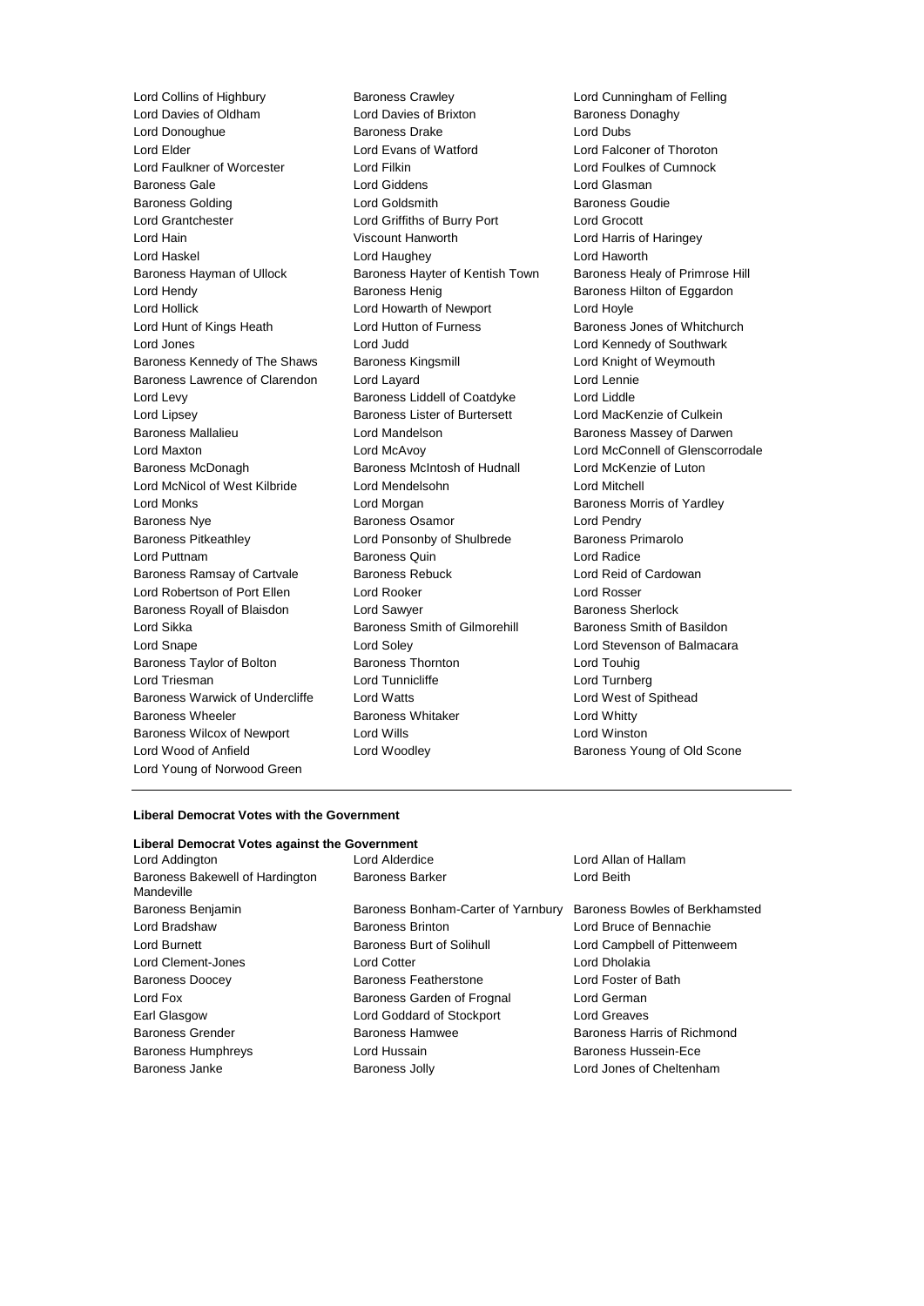Lord Collins of Highbury
Baroness Crawley
Lord Cunningham of Felling
Lord Davies of Oldham
Lord Davies of Brixton
Baroness Donaghy
Lord Donoughue
Baroness Drake
Lord Dubs
Lord Elder
Lord Evans of Watford
Lord Falconer of Thoroton
Lord Faulkner of Worcester
Lord Filkin
Lord Foulkes of Cumnock
Baroness Gale
Lord Giddens
Lord Glasman
Baroness Golding
Lord Goldsmith
Baroness Goudie
Lord Grantchester
Lord Griffiths of Burry Port
Lord Grocott
Lord Hain
Viscount Hanworth
Lord Harris of Haringey
Lord Haskel
Lord Haughey
Lord Haworth
Baroness Hayman of Ullock
Baroness Hayter of Kentish Town
Baroness Healy of Primrose Hill
Lord Hendy
Baroness Henig
Baroness Hilton of Eggardon
Lord Hollick
Lord Howarth of Newport
Lord Hoyle
Lord Hunt of Kings Heath
Lord Hutton of Furness
Baroness Jones of Whitchurch
Lord Jones
Lord Judd
Lord Kennedy of Southwark
Baroness Kennedy of The Shaws
Baroness Kingsmill
Lord Knight of Weymouth
Baroness Lawrence of Clarendon
Lord Layard
Lord Lennie
Lord Levy
Baroness Liddell of Coatdyke
Lord Liddle
Lord Lipsey
Baroness Lister of Burtersett
Lord MacKenzie of Culkein
Baroness Mallalieu
Lord Mandelson
Baroness Massey of Darwen
Lord Maxton
Lord McAvoy
Lord McConnell of Glenscorrodale
Baroness McDonagh
Baroness McIntosh of Hudnall
Lord McKenzie of Luton
Lord McNicol of West Kilbride
Lord Mendelsohn
Lord Mitchell
Lord Monks
Lord Morgan
Baroness Morris of Yardley
Baroness Nye
Baroness Osamor
Lord Pendry
Baroness Pitkeathley
Lord Ponsonby of Shulbrede
Baroness Primarolo
Lord Puttnam
Baroness Quin
Lord Radice
Baroness Ramsay of Cartvale
Baroness Rebuck
Lord Reid of Cardowan
Lord Robertson of Port Ellen
Lord Rooker
Lord Rosser
Baroness Royall of Blaisdon
Lord Sawyer
Baroness Sherlock
Lord Sikka
Baroness Smith of Gilmorehill
Baroness Smith of Basildon
Lord Snape
Lord Soley
Lord Stevenson of Balmacara
Baroness Taylor of Bolton
Baroness Thornton
Lord Touhig
Lord Triesman
Lord Tunnicliffe
Lord Turnberg
Baroness Warwick of Undercliffe
Lord Watts
Lord West of Spithead
Baroness Wheeler
Baroness Whitaker
Lord Whitty
Baroness Wilcox of Newport
Lord Wills
Lord Winston
Lord Wood of Anfield
Lord Woodley
Baroness Young of Old Scone
Lord Young of Norwood Green

---

**Liberal Democrat Votes with the Government**

**Liberal Democrat Votes against the Government**

Lord Addington
Lord Alderdice
Lord Allan of Hallam
Baroness Bakewell of Hardington Mandeville
Baroness Barker
Lord Beith
Baroness Benjamin
Baroness Bonham-Carter of Yarnbury
Baroness Bowles of Berkhamsted
Lord Bradshaw
Baroness Brinton
Lord Bruce of Bennachie
Lord Burnett
Baroness Burt of Solihull
Lord Campbell of Pittenweem
Lord Clement-Jones
Lord Cotter
Lord Dholakia
Baroness Doocey
Baroness Featherstone
Lord Foster of Bath
Lord Fox
Baroness Garden of Frognal
Lord German
Earl Glasgow
Lord Goddard of Stockport
Lord Greaves
Baroness Grender
Baroness Hamwee
Baroness Harris of Richmond
Baroness Humphreys
Lord Hussain
Baroness Hussein-Ece
Baroness Janke
Baroness Jolly
Lord Jones of Cheltenham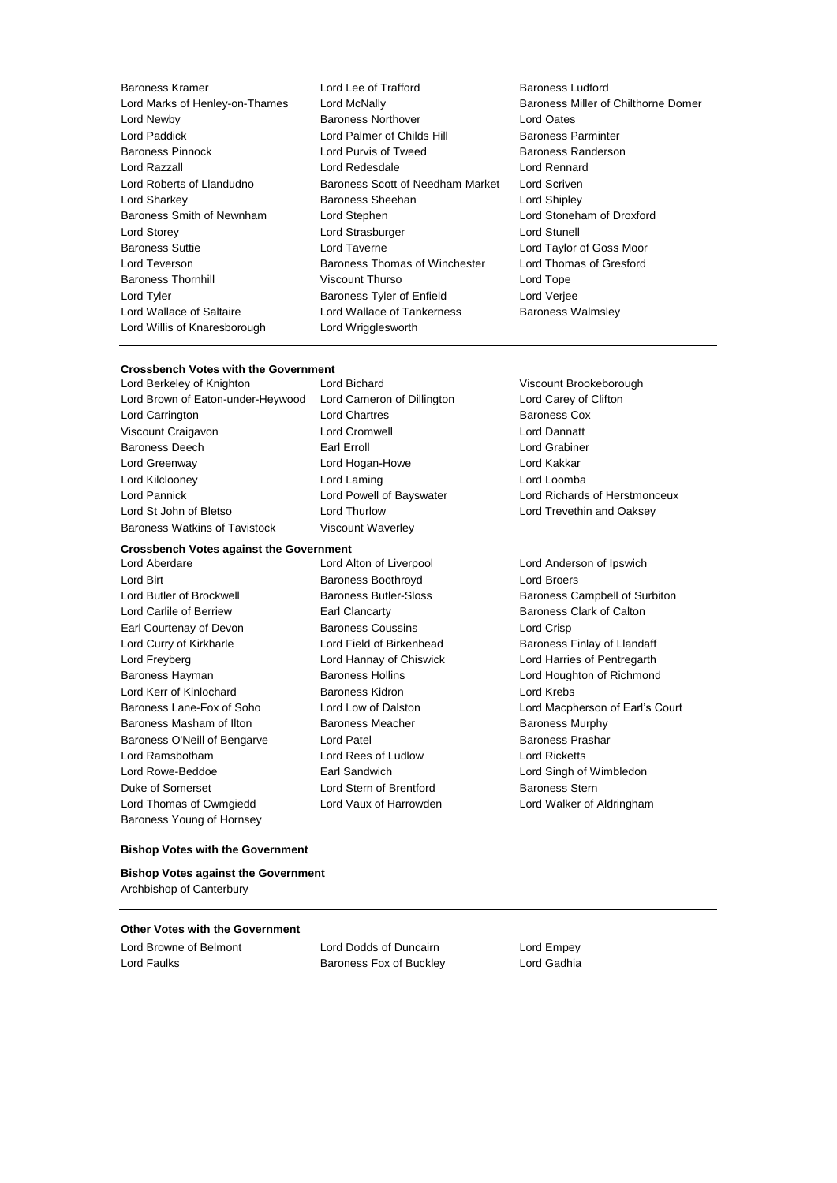Baroness Kramer
Lord Lee of Trafford
Baroness Ludford
Lord Marks of Henley-on-Thames
Lord McNally
Baroness Miller of Chilthorne Domer
Lord Newby
Baroness Northover
Lord Oates
Lord Paddick
Lord Palmer of Childs Hill
Baroness Parminter
Baroness Pinnock
Lord Purvis of Tweed
Baroness Randerson
Lord Razzall
Lord Redesdale
Lord Rennard
Lord Roberts of Llandudno
Baroness Scott of Needham Market
Lord Scriven
Lord Sharkey
Baroness Sheehan
Lord Shipley
Baroness Smith of Newnham
Lord Stephen
Lord Stoneham of Droxford
Lord Storey
Lord Strasburger
Lord Stunell
Baroness Suttie
Lord Taverne
Lord Taylor of Goss Moor
Lord Teverson
Baroness Thomas of Winchester
Lord Thomas of Gresford
Baroness Thornhill
Viscount Thurso
Lord Tope
Lord Tyler
Baroness Tyler of Enfield
Lord Verjee
Lord Wallace of Saltaire
Lord Wallace of Tankerness
Baroness Walmsley
Lord Willis of Knaresborough
Lord Wrigglesworth

---

**Crossbench Votes with the Government**

Lord Berkeley of Knighton
Lord Bichard
Viscount Brookeborough
Lord Brown of Eaton-under-Heywood
Lord Cameron of Dillington
Lord Carey of Clifton
Lord Carrington
Lord Chartres
Baroness Cox
Viscount Craigavon
Lord Cromwell
Lord Dannatt
Baroness Deech
Earl Erroll
Lord Grabiner
Lord Greenway
Lord Hogan-Howe
Lord Kakkar
Lord Kilclooney
Lord Laming
Lord Loomba
Lord Pannick
Lord Powell of Bayswater
Lord Richards of Herstmonceux
Lord St John of Bletso
Lord Thurlow
Lord Trevethin and Oaksey
Baroness Watkins of Tavistock
Viscount Waverley

**Crossbench Votes against the Government**

Lord Aberdare
Lord Alton of Liverpool
Lord Anderson of Ipswich
Lord Birt
Baroness Boothroyd
Lord Broers
Lord Butler of Brockwell
Baroness Butler-Sloss
Baroness Campbell of Surbiton
Lord Carlile of Berriew
Earl Clancarty
Baroness Clark of Calton
Earl Courtenay of Devon
Baroness Coussins
Lord Crisp
Lord Curry of Kirkharle
Lord Field of Birkenhead
Baroness Finlay of Llandaff
Lord Freyberg
Lord Hannay of Chiswick
Lord Harries of Pentregarth
Baroness Hayman
Baroness Hollins
Lord Houghton of Richmond
Lord Kerr of Kinlochard
Baroness Kidron
Lord Krebs
Baroness Lane-Fox of Soho
Lord Low of Dalston
Lord Macpherson of Earl's Court
Baroness Masham of Ilton
Baroness Meacher
Baroness Murphy
Baroness O'Neill of Bengarve
Lord Patel
Baroness Prashar
Lord Ramsbotham
Lord Rees of Ludlow
Lord Ricketts
Lord Rowe-Beddoe
Earl Sandwich
Lord Singh of Wimbledon
Duke of Somerset
Lord Stern of Brentford
Baroness Stern
Lord Thomas of Cwmgiedd
Lord Vaux of Harrowden
Lord Walker of Aldringham
Baroness Young of Hornsey

---

**Bishop Votes with the Government**

**Bishop Votes against the Government**

Archbishop of Canterbury

---

**Other Votes with the Government**

Lord Browne of Belmont
Lord Dodds of Duncairn
Lord Empey
Lord Faulks
Baroness Fox of Buckley
Lord Gadhia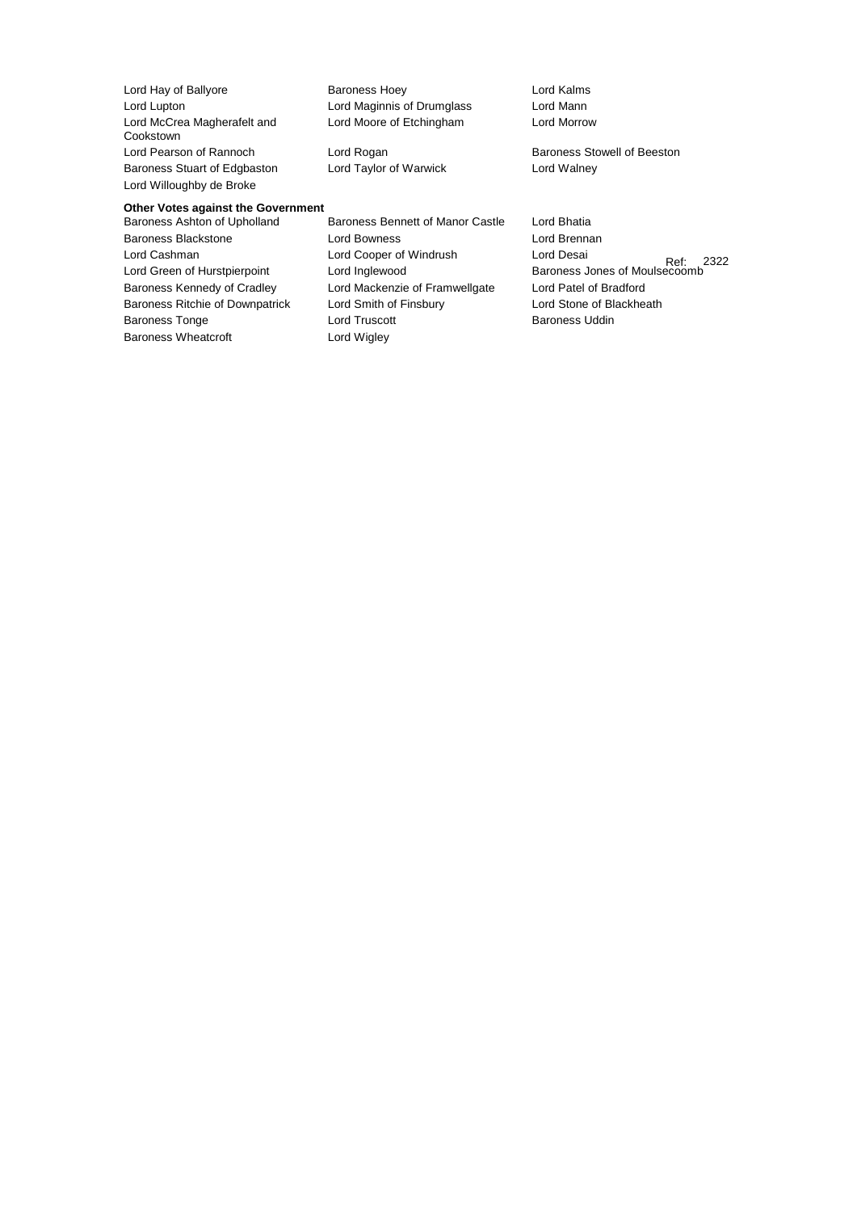Lord Hay of Ballyore
Baroness Hoey
Lord Kalms
Lord Lupton
Lord Maginnis of Drumglass
Lord Mann
Lord McCrea Magherafelt and Cookstown
Lord Moore of Etchingham
Lord Morrow
Lord Pearson of Rannoch
Lord Rogan
Baroness Stowell of Beeston
Baroness Stuart of Edgbaston
Lord Taylor of Warwick
Lord Walney
Lord Willoughby de Broke

**Other Votes against the Government**

Baroness Ashton of Upholland
Baroness Bennett of Manor Castle
Lord Bhatia
Baroness Blackstone
Lord Bowness
Lord Brennan
Lord Cashman
Lord Cooper of Windrush
Lord Desai
Lord Green of Hurstpierpoint
Lord Inglewood
Baroness Jones of Moulsecoomb
Baroness Kennedy of Cradley
Lord Mackenzie of Framwellgate
Lord Patel of Bradford
Baroness Ritchie of Downpatrick
Lord Smith of Finsbury
Lord Stone of Blackheath
Baroness Tonge
Lord Truscott
Baroness Uddin
Baroness Wheatcroft
Lord Wigley

Ref: 2322